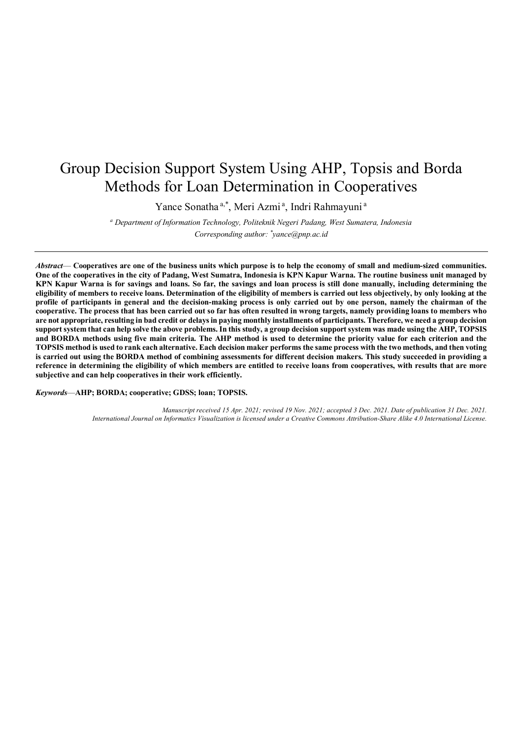# Group Decision Support System Using AHP, Topsis and Borda Methods for Loan Determination in Cooperatives

Yance Sonatha [a,*], Meri Azmi [a], Indri Rahmayuni [a]

[a] *Department of Information Technology, Politeknik Negeri Padang, West Sumatera, Indonesia*

*Corresponding author: [*]yance@pnp.ac.id*

***Abstract*— Cooperatives are one of the business units which purpose is to help the economy of small and medium-sized communities. One of the cooperatives in the city of Padang, West Sumatra, Indonesia is KPN Kapur Warna. The routine business unit managed by KPN Kapur Warna is for savings and loans. So far, the savings and loan process is still done manually, including determining the eligibility of members to receive loans. Determination of the eligibility of members is carried out less objectively, by only looking at the profile of participants in general and the decision-making process is only carried out by one person, namely the chairman of the cooperative. The process that has been carried out so far has often resulted in wrong targets, namely providing loans to members who are not appropriate, resulting in bad credit or delays in paying monthly installments of participants. Therefore, we need a group decision support system that can help solve the above problems. In this study, a group decision support system was made using the AHP, TOPSIS and BORDA methods using five main criteria. The AHP method is used to determine the priority value for each criterion and the TOPSIS method is used to rank each alternative. Each decision maker performs the same process with the two methods, and then voting is carried out using the BORDA method of combining assessments for different decision makers. This study succeeded in providing a reference in determining the eligibility of which members are entitled to receive loans from cooperatives, with results that are more subjective and can help cooperatives in their work efficiently.**

***Keywords*—AHP; BORDA; cooperative; GDSS; loan; TOPSIS.**

*Manuscript received 15 Apr. 2021; revised 19 Nov. 2021; accepted 3 Dec. 2021. Date of publication 31 Dec. 2021.*
*International Journal on Informatics Visualization is licensed under a Creative Commons Attribution-Share Alike 4.0 International License.*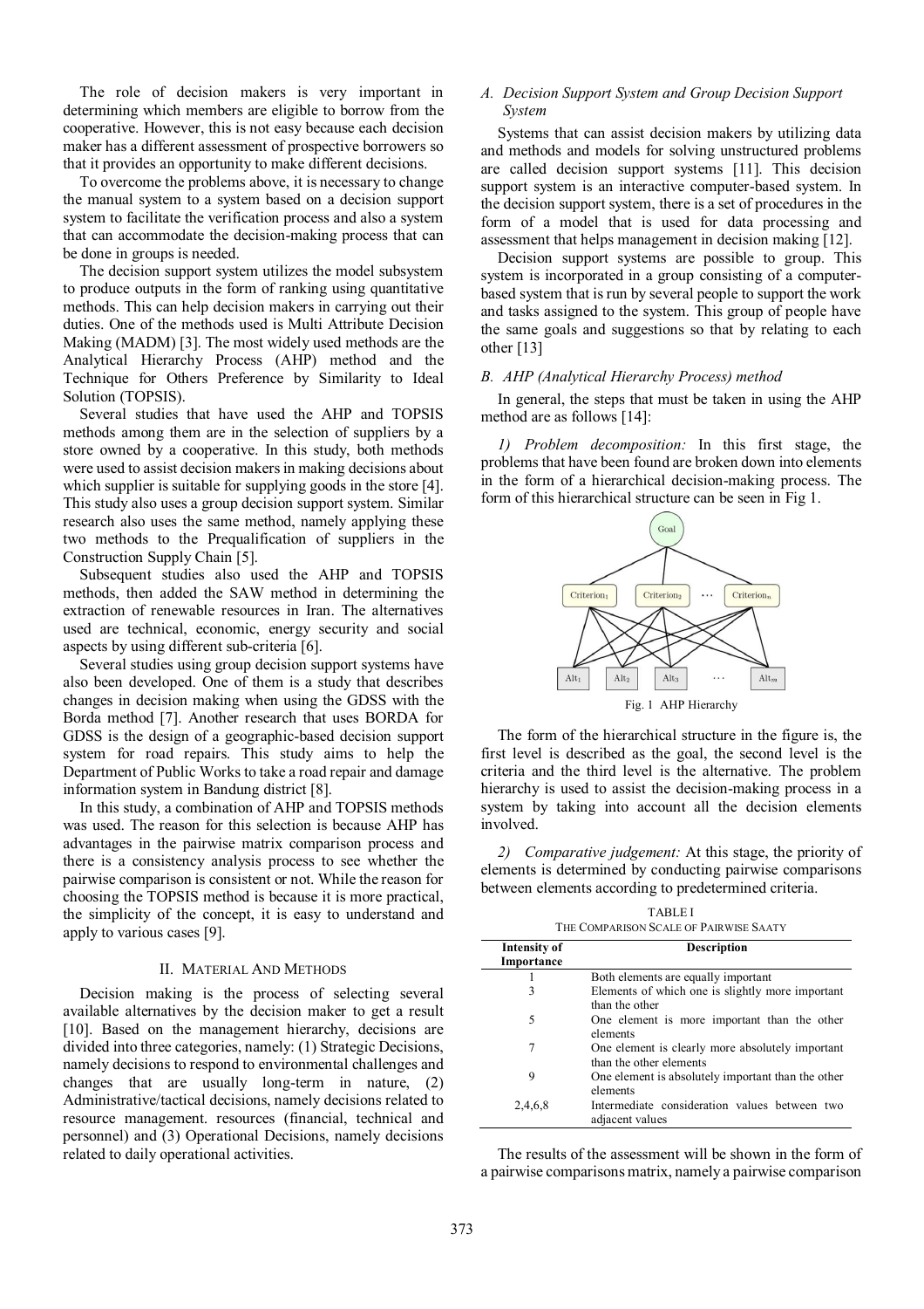The role of decision makers is very important in determining which members are eligible to borrow from the cooperative. However, this is not easy because each decision maker has a different assessment of prospective borrowers so that it provides an opportunity to make different decisions.

To overcome the problems above, it is necessary to change the manual system to a system based on a decision support system to facilitate the verification process and also a system that can accommodate the decision-making process that can be done in groups is needed.

The decision support system utilizes the model subsystem to produce outputs in the form of ranking using quantitative methods. This can help decision makers in carrying out their duties. One of the methods used is Multi Attribute Decision Making (MADM) [3]. The most widely used methods are the Analytical Hierarchy Process (AHP) method and the Technique for Others Preference by Similarity to Ideal Solution (TOPSIS).

Several studies that have used the AHP and TOPSIS methods among them are in the selection of suppliers by a store owned by a cooperative. In this study, both methods were used to assist decision makers in making decisions about which supplier is suitable for supplying goods in the store [4]. This study also uses a group decision support system. Similar research also uses the same method, namely applying these two methods to the Prequalification of suppliers in the Construction Supply Chain [5].

Subsequent studies also used the AHP and TOPSIS methods, then added the SAW method in determining the extraction of renewable resources in Iran. The alternatives used are technical, economic, energy security and social aspects by using different sub-criteria [6].

Several studies using group decision support systems have also been developed. One of them is a study that describes changes in decision making when using the GDSS with the Borda method [7]. Another research that uses BORDA for GDSS is the design of a geographic-based decision support system for road repairs. This study aims to help the Department of Public Works to take a road repair and damage information system in Bandung district [8].

In this study, a combination of AHP and TOPSIS methods was used. The reason for this selection is because AHP has advantages in the pairwise matrix comparison process and there is a consistency analysis process to see whether the pairwise comparison is consistent or not. While the reason for choosing the TOPSIS method is because it is more practical, the simplicity of the concept, it is easy to understand and apply to various cases [9].

## II. Material And Methods

Decision making is the process of selecting several available alternatives by the decision maker to get a result [10]. Based on the management hierarchy, decisions are divided into three categories, namely: (1) Strategic Decisions, namely decisions to respond to environmental challenges and changes that are usually long-term in nature, (2) Administrative/tactical decisions, namely decisions related to resource management. resources (financial, technical and personnel) and (3) Operational Decisions, namely decisions related to daily operational activities.

### A. Decision Support System and Group Decision Support System

Systems that can assist decision makers by utilizing data and methods and models for solving unstructured problems are called decision support systems [11]. This decision support system is an interactive computer-based system. In the decision support system, there is a set of procedures in the form of a model that is used for data processing and assessment that helps management in decision making [12].

Decision support systems are possible to group. This system is incorporated in a group consisting of a computer-based system that is run by several people to support the work and tasks assigned to the system. This group of people have the same goals and suggestions so that by relating to each other [13]

### B. AHP (Analytical Hierarchy Process) method

In general, the steps that must be taken in using the AHP method are as follows [14]:

*1) Problem decomposition:* In this first stage, the problems that have been found are broken down into elements in the form of a hierarchical decision-making process. The form of this hierarchical structure can be seen in Fig 1.

Fig. 1 AHP Hierarchy

The form of the hierarchical structure in the figure is, the first level is described as the goal, the second level is the criteria and the third level is the alternative. The problem hierarchy is used to assist the decision-making process in a system by taking into account all the decision elements involved.

*2) Comparative judgement:* At this stage, the priority of elements is determined by conducting pairwise comparisons between elements according to predetermined criteria.

TABLE I
THE COMPARISON SCALE OF PAIRWISE SAATY

| Intensity of Importance | Description |
|---|---|
| 1 | Both elements are equally important |
| 3 | Elements of which one is slightly more important than the other |
| 5 | One element is more important than the other elements |
| 7 | One element is clearly more absolutely important than the other elements |
| 9 | One element is absolutely important than the other elements |
| 2,4,6,8 | Intermediate consideration values between two adjacent values |

The results of the assessment will be shown in the form of a pairwise comparisons matrix, namely a pairwise comparison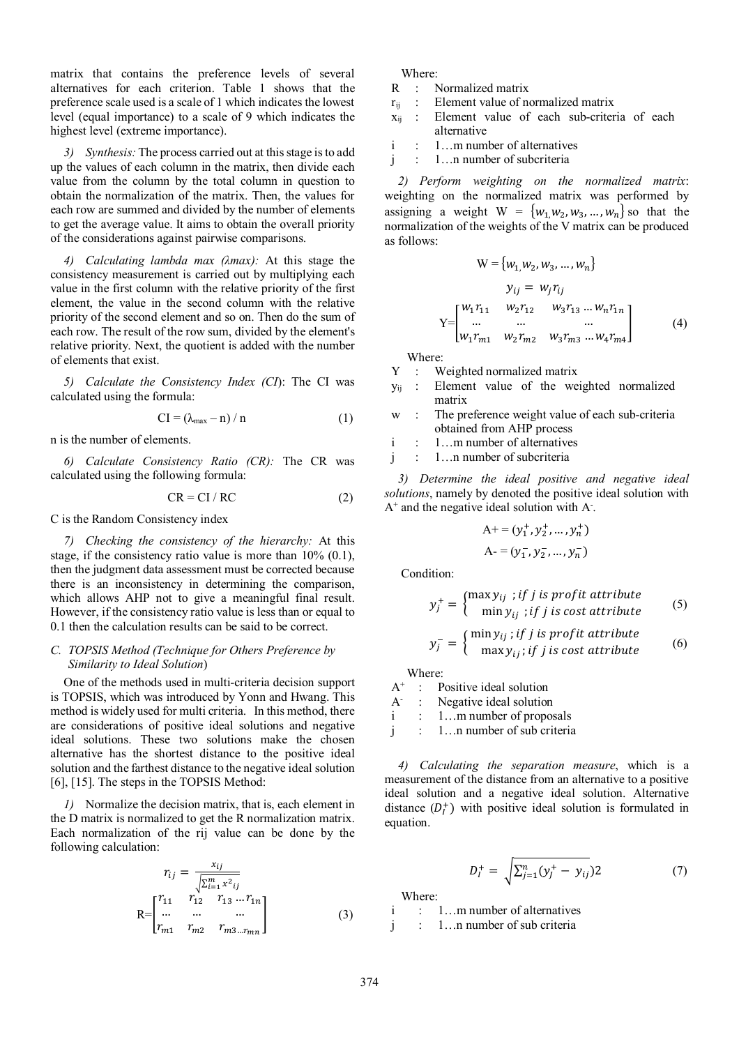matrix that contains the preference levels of several alternatives for each criterion. Table 1 shows that the preference scale used is a scale of 1 which indicates the lowest level (equal importance) to a scale of 9 which indicates the highest level (extreme importance).

*3) Synthesis:* The process carried out at this stage is to add up the values of each column in the matrix, then divide each value from the column by the total column in question to obtain the normalization of the matrix. Then, the values for each row are summed and divided by the number of elements to get the average value. It aims to obtain the overall priority of the considerations against pairwise comparisons.

*4) Calculating lambda max (λmax):* At this stage the consistency measurement is carried out by multiplying each value in the first column with the relative priority of the first element, the value in the second column with the relative priority of the second element and so on. Then do the sum of each row. The result of the row sum, divided by the element's relative priority. Next, the quotient is added with the number of elements that exist.

*5) Calculate the Consistency Index (CI)*: The CI was calculated using the formula:

$$CI = (\lambda_{max} - n) / n \quad (1)$$

n is the number of elements.

*6) Calculate Consistency Ratio (CR):* The CR was calculated using the following formula:

$$CR = CI / RC \quad (2)$$

C is the Random Consistency index

*7) Checking the consistency of the hierarchy:* At this stage, if the consistency ratio value is more than 10% (0.1), then the judgment data assessment must be corrected because there is an inconsistency in determining the comparison, which allows AHP not to give a meaningful final result. However, if the consistency ratio value is less than or equal to 0.1 then the calculation results can be said to be correct.

### C. TOPSIS Method (Technique for Others Preference by Similarity to Ideal Solution)

One of the methods used in multi-criteria decision support is TOPSIS, which was introduced by Yonn and Hwang. This method is widely used for multi criteria. In this method, there are considerations of positive ideal solutions and negative ideal solutions. These two solutions make the chosen alternative has the shortest distance to the positive ideal solution and the farthest distance to the negative ideal solution [6], [15]. The steps in the TOPSIS Method:

*1)* Normalize the decision matrix, that is, each element in the D matrix is normalized to get the R normalization matrix. Each normalization of the rij value can be done by the following calculation:

$$r_{ij} = \frac{x_{ij}}{\sqrt{\sum_{i=1}^{m} x^2_{ij}}}$$

$$R = \begin{bmatrix} r_{11} & r_{12} & r_{13} \dots r_{1n} \\ \dots & \dots & \dots \\ r_{m1} & r_{m2} & r_{m3 \dots} r_{mn} \end{bmatrix} \quad (3)$$

Where:

- R : Normalized matrix
- $r_{ij}$ : Element value of normalized matrix
- $x_{ij}$ : Element value of each sub-criteria of each alternative
- i : 1…m number of alternatives
- j : 1…n number of subcriteria

*2) Perform weighting on the normalized matrix*: weighting on the normalized matrix was performed by assigning a weight $W = \{w_1, w_2, w_3, \dots, w_n\}$ so that the normalization of the weights of the V matrix can be produced as follows:

$$W = \{w_1, w_2, w_3, \dots, w_n\}$$

$$y_{ij} = w_j r_{ij}$$

$$Y = \begin{bmatrix} w_1 r_{11} & w_2 r_{12} & w_3 r_{13} \dots w_n r_{1n} \\ \dots & \dots & \dots \\ w_1 r_{m1} & w_2 r_{m2} & w_3 r_{m3} \dots w_4 r_{m4} \end{bmatrix} \quad (4)$$

Where:

- Y : Weighted normalized matrix
- $y_{ij}$ : Element value of the weighted normalized matrix
- w : The preference weight value of each sub-criteria obtained from AHP process
- i : 1…m number of alternatives
- j : 1…n number of subcriteria

*3) Determine the ideal positive and negative ideal solutions*, namely by denoted the positive ideal solution with $A^+$ and the negative ideal solution with $A^-$.

$$A+ = (y_1^+, y_2^+, \dots, y_n^+)$$

$$A- = (y_1^-, y_2^-, \dots, y_n^-)$$

Condition:

$$y_j^+ = \begin{cases} \max y_{ij} \ ; if\ j\ is\ profit\ attribute \\ \min y_{ij} \ ; if\ j\ is\ cost\ attribute \end{cases} \quad (5)$$

$$y_j^- = \begin{cases} \min y_{ij} \ ; if\ j\ is\ profit\ attribute \\ \max y_{ij} ; if\ j\ is\ cost\ attribute \end{cases} \quad (6)$$

Where:

- $A^+$ : Positive ideal solution
- $A^-$ : Negative ideal solution
- i : 1…m number of proposals
- j : 1…n number of sub criteria

*4) Calculating the separation measure*, which is a measurement of the distance from an alternative to a positive ideal solution and a negative ideal solution. Alternative distance ($D_I^+$) with positive ideal solution is formulated in equation.

$$D_I^+ = \sqrt{\sum_{j=1}^{n} (y_j^+ - y_{ij})2} \quad (7)$$

Where:

- i : 1…m number of alternatives
- j : 1…n number of sub criteria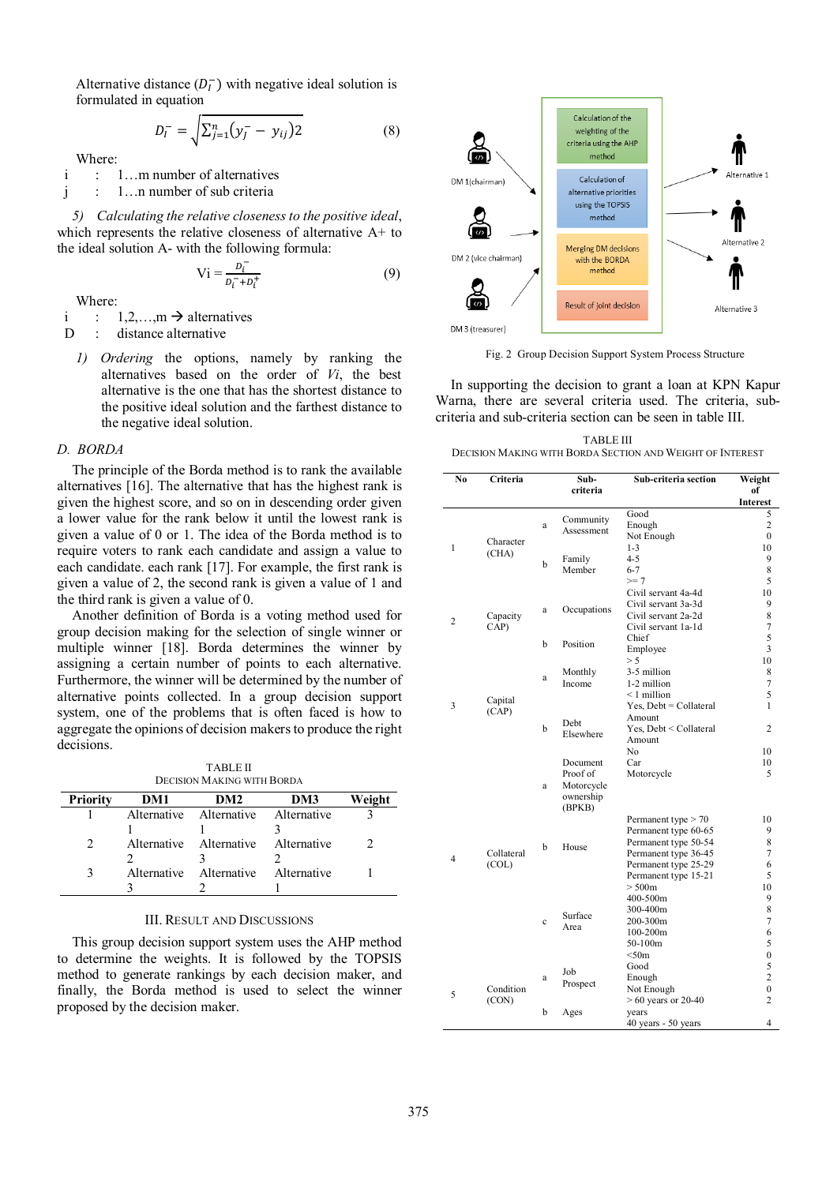Alternative distance ($D_i^-$) with negative ideal solution is formulated in equation

$$D_i^- = \sqrt{\sum_{j=1}^{n}(y_j^- - y_{ij})2} \quad (8)$$

Where:

i : 1…m number of alternatives
j : 1…n number of sub criteria

*5) Calculating the relative closeness to the positive ideal*, which represents the relative closeness of alternative A+ to the ideal solution A- with the following formula:

$$Vi = \frac{D_i^-}{D_i^- + D_i^+} \quad (9)$$

Where:

i : 1,2,…,m → alternatives
D : distance alternative

1) *Ordering* the options, namely by ranking the alternatives based on the order of *Vi*, the best alternative is the one that has the shortest distance to the positive ideal solution and the farthest distance to the negative ideal solution.

## D. BORDA

The principle of the Borda method is to rank the available alternatives [16]. The alternative that has the highest rank is given the highest score, and so on in descending order given a lower value for the rank below it until the lowest rank is given a value of 0 or 1. The idea of the Borda method is to require voters to rank each candidate and assign a value to each candidate. each rank [17]. For example, the first rank is given a value of 2, the second rank is given a value of 1 and the third rank is given a value of 0.

Another definition of Borda is a voting method used for group decision making for the selection of single winner or multiple winner [18]. Borda determines the winner by assigning a certain number of points to each alternative. Furthermore, the winner will be determined by the number of alternative points collected. In a group decision support system, one of the problems that is often faced is how to aggregate the opinions of decision makers to produce the right decisions.

TABLE II
DECISION MAKING WITH BORDA

| Priority | DM1 | DM2 | DM3 | Weight |
|---|---|---|---|---|
| 1 | Alternative 1 | Alternative 1 | Alternative 3 | 3 |
| 2 | Alternative 2 | Alternative 3 | Alternative 2 | 2 |
| 3 | Alternative 3 | Alternative 2 | Alternative 1 | 1 |

## III. RESULT AND DISCUSSIONS

This group decision support system uses the AHP method to determine the weights. It is followed by the TOPSIS method to generate rankings by each decision maker, and finally, the Borda method is used to select the winner proposed by the decision maker.

DM 1 (chairman) | DM 2 (vice chairman) | DM 3 (treasurer) | Calculation of the weighting of the criteria using the AHP method | Calculation of alternative priorities using the TOPSIS method | Merging DM decisions with the BORDA method | Result of joint decision | Alternative 1 | Alternative 2 | Alternative 3

Fig. 2 Group Decision Support System Process Structure

In supporting the decision to grant a loan at KPN Kapur Warna, there are several criteria used. The criteria, sub-criteria and sub-criteria section can be seen in table III.

TABLE III
DECISION MAKING WITH BORDA SECTION AND WEIGHT OF INTEREST

| No | Criteria | | Sub-criteria | Sub-criteria section | Weight of Interest |
|---|---|---|---|---|---|
| 1 | Character (CHA) | a | Community Assessment | Good | 5 |
| | | | | Enough | 2 |
| | | | | Not Enough | 0 |
| | | b | Family Member | 1-3 | 10 |
| | | | | 4-5 | 9 |
| | | | | 6-7 | 8 |
| | | | | >= 7 | 5 |
| 2 | Capacity CAP) | a | Occupations | Civil servant 4a-4d | 10 |
| | | | | Civil servant 3a-3d | 9 |
| | | | | Civil servant 2a-2d | 8 |
| | | | | Civil servant 1a-1d | 7 |
| | | b | Position | Chief | 5 |
| | | | | Employee | 3 |
| 3 | Capital (CAP) | a | Monthly Income | > 5 | 10 |
| | | | | 3-5 million | 8 |
| | | | | 1-2 million | 7 |
| | | | | < 1 million | 5 |
| | | b | Debt Elsewhere | Yes, Debt = Collateral Amount | 1 |
| | | | | Yes, Debt < Collateral Amount | 2 |
| | | | | No | 10 |
| 4 | Collateral (COL) | a | Document Proof of Motorcycle ownership (BPKB) | Car | 10 |
| | | | | Motorcycle | 5 |
| | | b | House | Permanent type > 70 | 10 |
| | | | | Permanent type 60-65 | 9 |
| | | | | Permanent type 50-54 | 8 |
| | | | | Permanent type 36-45 | 7 |
| | | | | Permanent type 25-29 | 6 |
| | | | | Permanent type 15-21 | 5 |
| | | c | Surface Area | > 500m | 10 |
| | | | | 400-500m | 9 |
| | | | | 300-400m | 8 |
| | | | | 200-300m | 7 |
| | | | | 100-200m | 6 |
| | | | | 50-100m | 5 |
| | | | | <50m | 0 |
| 5 | Condition (CON) | a | Job Prospect | Good | 5 |
| | | | | Enough | 2 |
| | | | | Not Enough | 0 |
| | | b | Ages | > 60 years or 20-40 years | 2 |
| | | | | 40 years - 50 years | 4 |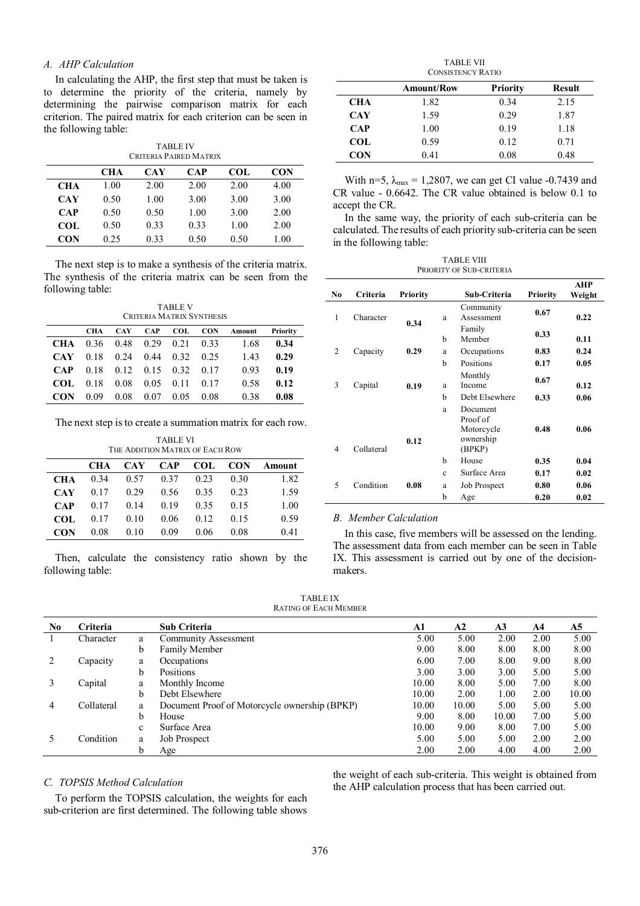### A. AHP Calculation

In calculating the AHP, the first step that must be taken is to determine the priority of the criteria, namely by determining the pairwise comparison matrix for each criterion. The paired matrix for each criterion can be seen in the following table:

TABLE IV
CRITERIA PAIRED MATRIX

| | CHA | CAY | CAP | COL | CON |
|---|---|---|---|---|---|
| **CHA** | 1.00 | 2.00 | 2.00 | 2.00 | 4.00 |
| **CAY** | 0.50 | 1.00 | 3.00 | 3.00 | 3.00 |
| **CAP** | 0.50 | 0.50 | 1.00 | 3.00 | 2.00 |
| **COL** | 0.50 | 0.33 | 0.33 | 1.00 | 2.00 |
| **CON** | 0.25 | 0.33 | 0.50 | 0.50 | 1.00 |

The next step is to make a synthesis of the criteria matrix. The synthesis of the criteria matrix can be seen from the following table:

TABLE V
CRITERIA MATRIX SYNTHESIS

| | CHA | CAY | CAP | COL | CON | Amount | Priority |
|---|---|---|---|---|---|---|---|
| **CHA** | 0.36 | 0.48 | 0.29 | 0.21 | 0.33 | 1.68 | **0.34** |
| **CAY** | 0.18 | 0.24 | 0.44 | 0.32 | 0.25 | 1.43 | **0.29** |
| **CAP** | 0.18 | 0.12 | 0.15 | 0.32 | 0.17 | 0.93 | **0.19** |
| **COL** | 0.18 | 0.08 | 0.05 | 0.11 | 0.17 | 0.58 | **0.12** |
| **CON** | 0.09 | 0.08 | 0.07 | 0.05 | 0.08 | 0.38 | **0.08** |

The next step is to create a summation matrix for each row.

TABLE VI
THE ADDITION MATRIX OF EACH ROW

| | CHA | CAY | CAP | COL | CON | Amount |
|---|---|---|---|---|---|---|
| **CHA** | 0.34 | 0.57 | 0.37 | 0.23 | 0.30 | 1.82 |
| **CAY** | 0.17 | 0.29 | 0.56 | 0.35 | 0.23 | 1.59 |
| **CAP** | 0.17 | 0.14 | 0.19 | 0.35 | 0.15 | 1.00 |
| **COL** | 0.17 | 0.10 | 0.06 | 0.12 | 0.15 | 0.59 |
| **CON** | 0.08 | 0.10 | 0.09 | 0.06 | 0.08 | 0.41 |

Then, calculate the consistency ratio shown by the following table:

TABLE VII
CONSISTENCY RATIO

| | Amount/Row | Priority | Result |
|---|---|---|---|
| **CHA** | 1.82 | 0.34 | 2.15 |
| **CAY** | 1.59 | 0.29 | 1.87 |
| **CAP** | 1.00 | 0.19 | 1.18 |
| **COL** | 0.59 | 0.12 | 0.71 |
| **CON** | 0.41 | 0.08 | 0.48 |

With n=5, $\lambda_{max}$ = 1,2807, we can get CI value -0.7439 and CR value - 0.6642. The CR value obtained is below 0.1 to accept the CR.

In the same way, the priority of each sub-criteria can be calculated. The results of each priority sub-criteria can be seen in the following table:

TABLE VIII
PRIORITY OF SUB-CRITERIA

| No | Criteria | Priority | | Sub-Criteria | Priority | AHP Weight |
|---|---|---|---|---|---|---|
| 1 | Character | **0.34** | a | Community Assessment | **0.67** | **0.22** |
| | | | b | Family Member | **0.33** | **0.11** |
| 2 | Capacity | **0.29** | a | Occupations | **0.83** | **0.24** |
| | | | b | Positions | **0.17** | **0.05** |
| 3 | Capital | **0.19** | a | Monthly Income | **0.67** | **0.12** |
| | | | b | Debt Elsewhere | **0.33** | **0.06** |
| 4 | Collateral | **0.12** | a | Document Proof of Motorcycle ownership (BPKP) | **0.48** | **0.06** |
| | | | b | House | **0.35** | **0.04** |
| | | | c | Surface Area | **0.17** | **0.02** |
| 5 | Condition | **0.08** | a | Job Prospect | **0.80** | **0.06** |
| | | | b | Age | **0.20** | **0.02** |

### B. Member Calculation

In this case, five members will be assessed on the lending. The assessment data from each member can be seen in Table IX. This assessment is carried out by one of the decision-makers.

TABLE IX
RATING OF EACH MEMBER

| No | Criteria | | Sub Criteria | A1 | A2 | A3 | A4 | A5 |
|---|---|---|---|---|---|---|---|---|
| 1 | Character | a | Community Assessment | 5.00 | 5.00 | 2.00 | 2.00 | 5.00 |
| | | b | Family Member | 9.00 | 8.00 | 8.00 | 8.00 | 8.00 |
| 2 | Capacity | a | Occupations | 6.00 | 7.00 | 8.00 | 9.00 | 8.00 |
| | | b | Positions | 3.00 | 3.00 | 3.00 | 5.00 | 5.00 |
| 3 | Capital | a | Monthly Income | 10.00 | 8.00 | 5.00 | 7.00 | 8.00 |
| | | b | Debt Elsewhere | 10.00 | 2.00 | 1.00 | 2.00 | 10.00 |
| 4 | Collateral | a | Document Proof of Motorcycle ownership (BPKP) | 10.00 | 10.00 | 5.00 | 5.00 | 5.00 |
| | | b | House | 9.00 | 8.00 | 10.00 | 7.00 | 5.00 |
| | | c | Surface Area | 10.00 | 9.00 | 8.00 | 7.00 | 5.00 |
| 5 | Condition | a | Job Prospect | 5.00 | 5.00 | 5.00 | 2.00 | 2.00 |
| | | b | Age | 2.00 | 2.00 | 4.00 | 4.00 | 2.00 |

### C. TOPSIS Method Calculation

To perform the TOPSIS calculation, the weights for each sub-criterion are first determined. The following table shows the weight of each sub-criteria. This weight is obtained from the AHP calculation process that has been carried out.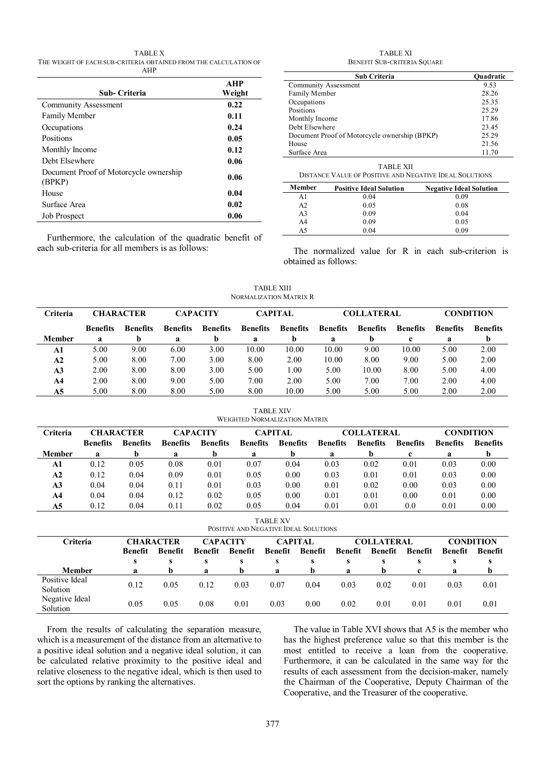TABLE X
THE WEIGHT OF EACH SUB-CRITERIA OBTAINED FROM THE CALCULATION OF AHP

| Sub- Criteria | AHP Weight |
|---|---|
| Community Assessment | **0.22** |
| Family Member | **0.11** |
| Occupations | **0.24** |
| Positions | **0.05** |
| Monthly Income | **0.12** |
| Debt Elsewhere | **0.06** |
| Document Proof of Motorcycle ownership (BPKP) | **0.06** |
| House | **0.04** |
| Surface Area | **0.02** |
| Job Prospect | **0.06** |

Furthermore, the calculation of the quadratic benefit of each sub-criteria for all members is as follows:

TABLE XI
BENEFIT SUB-CRITERIA SQUARE

| Sub Criteria | Quadratic |
|---|---|
| Community Assessment | 9.53 |
| Family Member | 28.26 |
| Occupations | 25.35 |
| Positions | 25.29 |
| Monthly Income | 17.86 |
| Debt Elsewhere | 23.45 |
| Document Proof of Motorcycle ownership (BPKP) | 25.29 |
| House | 21.56 |
| Surface Area | 11.70 |

TABLE XII
DISTANCE VALUE OF POSITIVE AND NEGATIVE IDEAL SOLUTIONS

| Member | Positive Ideal Solution | Negative Ideal Solution |
|---|---|---|
| A1 | 0.04 | 0.09 |
| A2 | 0.05 | 0.08 |
| A3 | 0.09 | 0.04 |
| A4 | 0.09 | 0.05 |
| A5 | 0.04 | 0.09 |

The normalized value for R in each sub-criterion is obtained as follows:

TABLE XIII
NORMALIZATION MATRIX R

| Criteria | CHARACTER | | CAPACITY | | CAPITAL | | COLLATERAL | | | CONDITION | |
|---|---|---|---|---|---|---|---|---|---|---|---|
| Member | Benefits a | Benefits b | Benefits a | Benefits b | Benefits a | Benefits b | Benefits a | Benefits b | Benefits c | Benefits a | Benefits b |
| **A1** | 5.00 | 9.00 | 6.00 | 3.00 | 10.00 | 10.00 | 10.00 | 9.00 | 10.00 | 5.00 | 2.00 |
| **A2** | 5.00 | 8.00 | 7.00 | 3.00 | 8.00 | 2.00 | 10.00 | 8.00 | 9.00 | 5.00 | 2.00 |
| **A3** | 2.00 | 8.00 | 8.00 | 3.00 | 5.00 | 1.00 | 5.00 | 10.00 | 8.00 | 5.00 | 4.00 |
| **A4** | 2.00 | 8.00 | 9.00 | 5.00 | 7.00 | 2.00 | 5.00 | 7.00 | 7.00 | 2.00 | 4.00 |
| **A5** | 5.00 | 8.00 | 8.00 | 5.00 | 8.00 | 10.00 | 5.00 | 5.00 | 5.00 | 2.00 | 2.00 |

TABLE XIV
WEIGHTED NORMALIZATION MATRIX

| Criteria | CHARACTER | | CAPACITY | | CAPITAL | | COLLATERAL | | | CONDITION | |
|---|---|---|---|---|---|---|---|---|---|---|---|
| Member | Benefits a | Benefits b | Benefits a | Benefits b | Benefits a | Benefits b | Benefits a | Benefits b | Benefits c | Benefits a | Benefits b |
| **A1** | 0.12 | 0.05 | 0.08 | 0.01 | 0.07 | 0.04 | 0.03 | 0.02 | 0.01 | 0.03 | 0.00 |
| **A2** | 0.12 | 0.04 | 0.09 | 0.01 | 0.05 | 0.00 | 0.03 | 0.01 | 0.01 | 0.03 | 0.00 |
| **A3** | 0.04 | 0.04 | 0.11 | 0.01 | 0.03 | 0.00 | 0.01 | 0.02 | 0.00 | 0.03 | 0.00 |
| **A4** | 0.04 | 0.04 | 0.12 | 0.02 | 0.05 | 0.00 | 0.01 | 0.01 | 0.00 | 0.01 | 0.00 |
| **A5** | 0.12 | 0.04 | 0.11 | 0.02 | 0.05 | 0.04 | 0.01 | 0.01 | 0.0 | 0.01 | 0.00 |

TABLE XV
POSITIVE AND NEGATIVE IDEAL SOLUTIONS

| Criteria | CHARACTER | | CAPACITY | | CAPITAL | | COLLATERAL | | | CONDITION | |
|---|---|---|---|---|---|---|---|---|---|---|---|
| Member | Benefits a | Benefits b | Benefits a | Benefits b | Benefits a | Benefits b | Benefits a | Benefits b | Benefits c | Benefits a | Benefits b |
| Positive Ideal Solution | 0.12 | 0.05 | 0.12 | 0.03 | 0.07 | 0.04 | 0.03 | 0.02 | 0.01 | 0.03 | 0.01 |
| Negative Ideal Solution | 0.05 | 0.05 | 0.08 | 0.01 | 0.03 | 0.00 | 0.02 | 0.01 | 0.01 | 0.01 | 0.01 |

From the results of calculating the separation measure, which is a measurement of the distance from an alternative to a positive ideal solution and a negative ideal solution, it can be calculated relative proximity to the positive ideal and relative closeness to the negative ideal, which is then used to sort the options by ranking the alternatives.

The value in Table XVI shows that A5 is the member who has the highest preference value so that this member is the most entitled to receive a loan from the cooperative. Furthermore, it can be calculated in the same way for the results of each assessment from the decision-maker, namely the Chairman of the Cooperative, Deputy Chairman of the Cooperative, and the Treasurer of the cooperative.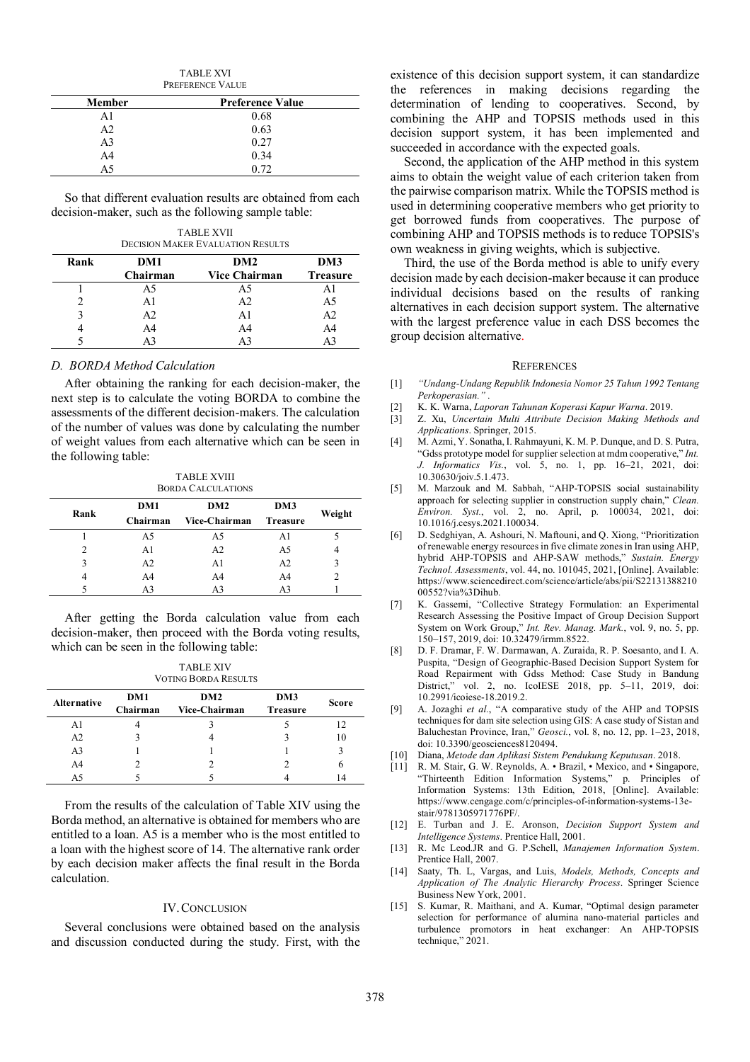TABLE XVI
PREFERENCE VALUE

| Member | Preference Value |
|---|---|
| A1 | 0.68 |
| A2 | 0.63 |
| A3 | 0.27 |
| A4 | 0.34 |
| A5 | 0.72 |

So that different evaluation results are obtained from each decision-maker, such as the following sample table:

TABLE XVII
DECISION MAKER EVALUATION RESULTS

| Rank | DM1 Chairman | DM2 Vice Chairman | DM3 Treasure |
|---|---|---|---|
| 1 | A5 | A5 | A1 |
| 2 | A1 | A2 | A5 |
| 3 | A2 | A1 | A2 |
| 4 | A4 | A4 | A4 |
| 5 | A3 | A3 | A3 |

### D. BORDA Method Calculation

After obtaining the ranking for each decision-maker, the next step is to calculate the voting BORDA to combine the assessments of the different decision-makers. The calculation of the number of values was done by calculating the number of weight values from each alternative which can be seen in the following table:

TABLE XVIII
BORDA CALCULATIONS

| Rank | DM1 Chairman | DM2 Vice-Chairman | DM3 Treasure | Weight |
|---|---|---|---|---|
| 1 | A5 | A5 | A1 | 5 |
| 2 | A1 | A2 | A5 | 4 |
| 3 | A2 | A1 | A2 | 3 |
| 4 | A4 | A4 | A4 | 2 |
| 5 | A3 | A3 | A3 | 1 |

After getting the Borda calculation value from each decision-maker, then proceed with the Borda voting results, which can be seen in the following table:

TABLE XIV
VOTING BORDA RESULTS

| Alternative | DM1 Chairman | DM2 Vice-Chairman | DM3 Treasure | Score |
|---|---|---|---|---|
| A1 | 4 | 3 | 5 | 12 |
| A2 | 3 | 4 | 3 | 10 |
| A3 | 1 | 1 | 1 | 3 |
| A4 | 2 | 2 | 2 | 6 |
| A5 | 5 | 5 | 4 | 14 |

From the results of the calculation of Table XIV using the Borda method, an alternative is obtained for members who are entitled to a loan. A5 is a member who is the most entitled to a loan with the highest score of 14. The alternative rank order by each decision maker affects the final result in the Borda calculation.

## IV. CONCLUSION

Several conclusions were obtained based on the analysis and discussion conducted during the study. First, with the existence of this decision support system, it can standardize the references in making decisions regarding the determination of lending to cooperatives. Second, by combining the AHP and TOPSIS methods used in this decision support system, it has been implemented and succeeded in accordance with the expected goals.

Second, the application of the AHP method in this system aims to obtain the weight value of each criterion taken from the pairwise comparison matrix. While the TOPSIS method is used in determining cooperative members who get priority to get borrowed funds from cooperatives. The purpose of combining AHP and TOPSIS methods is to reduce TOPSIS's own weakness in giving weights, which is subjective.

Third, the use of the Borda method is able to unify every decision made by each decision-maker because it can produce individual decisions based on the results of ranking alternatives in each decision support system. The alternative with the largest preference value in each DSS becomes the group decision alternative.

## REFERENCES

[1] *"Undang-Undang Republik Indonesia Nomor 25 Tahun 1992 Tentang Perkoperasian."* .

[2] K. K. Warna, *Laporan Tahunan Koperasi Kapur Warna*. 2019.

[3] Z. Xu, *Uncertain Multi Attribute Decision Making Methods and Applications*. Springer, 2015.

[4] M. Azmi, Y. Sonatha, I. Rahmayuni, K. M. P. Dunque, and D. S. Putra, "Gdss prototype model for supplier selection at mdm cooperative," *Int. J. Informatics Vis.*, vol. 5, no. 1, pp. 16–21, 2021, doi: 10.30630/joiv.5.1.473.

[5] M. Marzouk and M. Sabbah, "AHP-TOPSIS social sustainability approach for selecting supplier in construction supply chain," *Clean. Environ. Syst.*, vol. 2, no. April, p. 100034, 2021, doi: 10.1016/j.cesys.2021.100034.

[6] D. Sedghiyan, A. Ashouri, N. Maftouni, and Q. Xiong, "Prioritization of renewable energy resources in five climate zones in Iran using AHP, hybrid AHP-TOPSIS and AHP-SAW methods," *Sustain. Energy Technol. Assessments*, vol. 44, no. 101045, 2021, [Online]. Available: https://www.sciencedirect.com/science/article/abs/pii/S2213138821000552?via%3Dihub.

[7] K. Gassemi, "Collective Strategy Formulation: an Experimental Research Assessing the Positive Impact of Group Decision Support System on Work Group," *Int. Rev. Manag. Mark.*, vol. 9, no. 5, pp. 150–157, 2019, doi: 10.32479/irmm.8522.

[8] D. F. Dramar, F. W. Darmawan, A. Zuraida, R. P. Soesanto, and I. A. Puspita, "Design of Geographic-Based Decision Support System for Road Repairment with Gdss Method: Case Study in Bandung District," vol. 2, no. IcoIESE 2018, pp. 5–11, 2019, doi: 10.2991/icoiese-18.2019.2.

[9] A. Jozaghi *et al.*, "A comparative study of the AHP and TOPSIS techniques for dam site selection using GIS: A case study of Sistan and Baluchestan Province, Iran," *Geosci.*, vol. 8, no. 12, pp. 1–23, 2018, doi: 10.3390/geosciences8120494.

[10] Diana, *Metode dan Aplikasi Sistem Pendukung Keputusan*. 2018.

[11] R. M. Stair, G. W. Reynolds, A. • Brazil, • Mexico, and • Singapore, "Thirteenth Edition Information Systems," p. Principles of Information Systems: 13th Edition, 2018, [Online]. Available: https://www.cengage.com/c/principles-of-information-systems-13e-stair/9781305971776PF/.

[12] E. Turban and J. E. Aronson, *Decision Support System and Intelligence Systems*. Prentice Hall, 2001.

[13] R. Mc Leod.JR and G. P.Schell, *Manajemen Information System*. Prentice Hall, 2007.

[14] Saaty, Th. L, Vargas, and Luis, *Models, Methods, Concepts and Application of The Analytic Hierarchy Process*. Springer Science Business New York, 2001.

[15] S. Kumar, R. Maithani, and A. Kumar, "Optimal design parameter selection for performance of alumina nano-material particles and turbulence promotors in heat exchanger: An AHP-TOPSIS technique," 2021.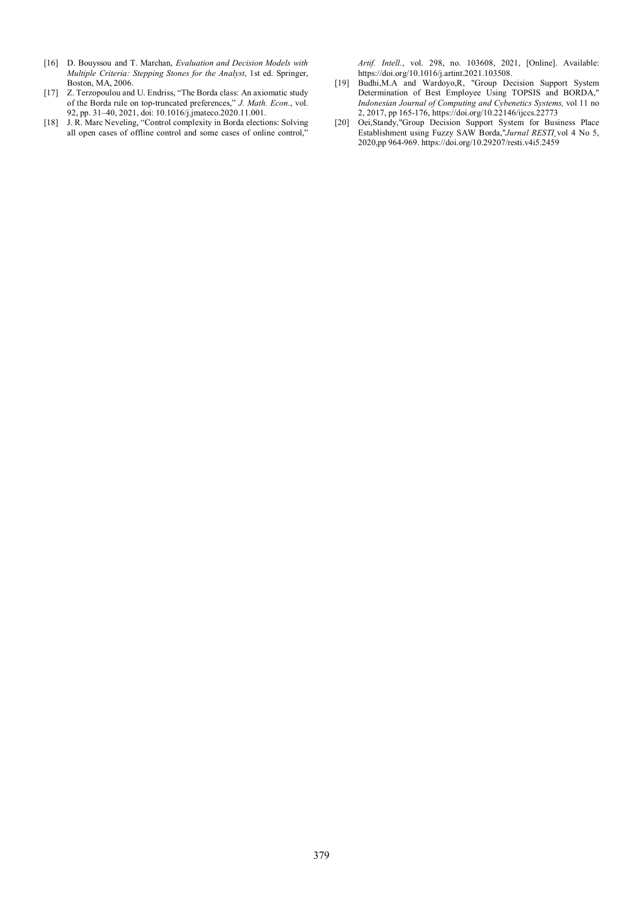[16] D. Bouyssou and T. Marchan, *Evaluation and Decision Models with Multiple Criteria: Stepping Stones for the Analyst*, 1st ed. Springer, Boston, MA, 2006.

[17] Z. Terzopoulou and U. Endriss, "The Borda class: An axiomatic study of the Borda rule on top-truncated preferences," *J. Math. Econ.*, vol. 92, pp. 31–40, 2021, doi: 10.1016/j.jmateco.2020.11.001.

[18] J. R. Marc Neveling, "Control complexity in Borda elections: Solving all open cases of offline control and some cases of online control," *Artif. Intell.*, vol. 298, no. 103608, 2021, [Online]. Available: https://doi.org/10.1016/j.artint.2021.103508.

[19] Budhi,M.A and Wardoyo,R, "Group Decision Support System Determination of Best Employee Using TOPSIS and BORDA," *Indonesian Journal of Computing and Cybenetics Systems,* vol 11 no 2, 2017, pp 165-176, https://doi.org/10.22146/ijccs.22773

[20] Oei,Standy,"Group Decision Support System for Business Place Establishment using Fuzzy SAW Borda,"*Jurnal RESTI,* vol 4 No 5, 2020,pp 964-969. https://doi.org/10.29207/resti.v4i5.2459